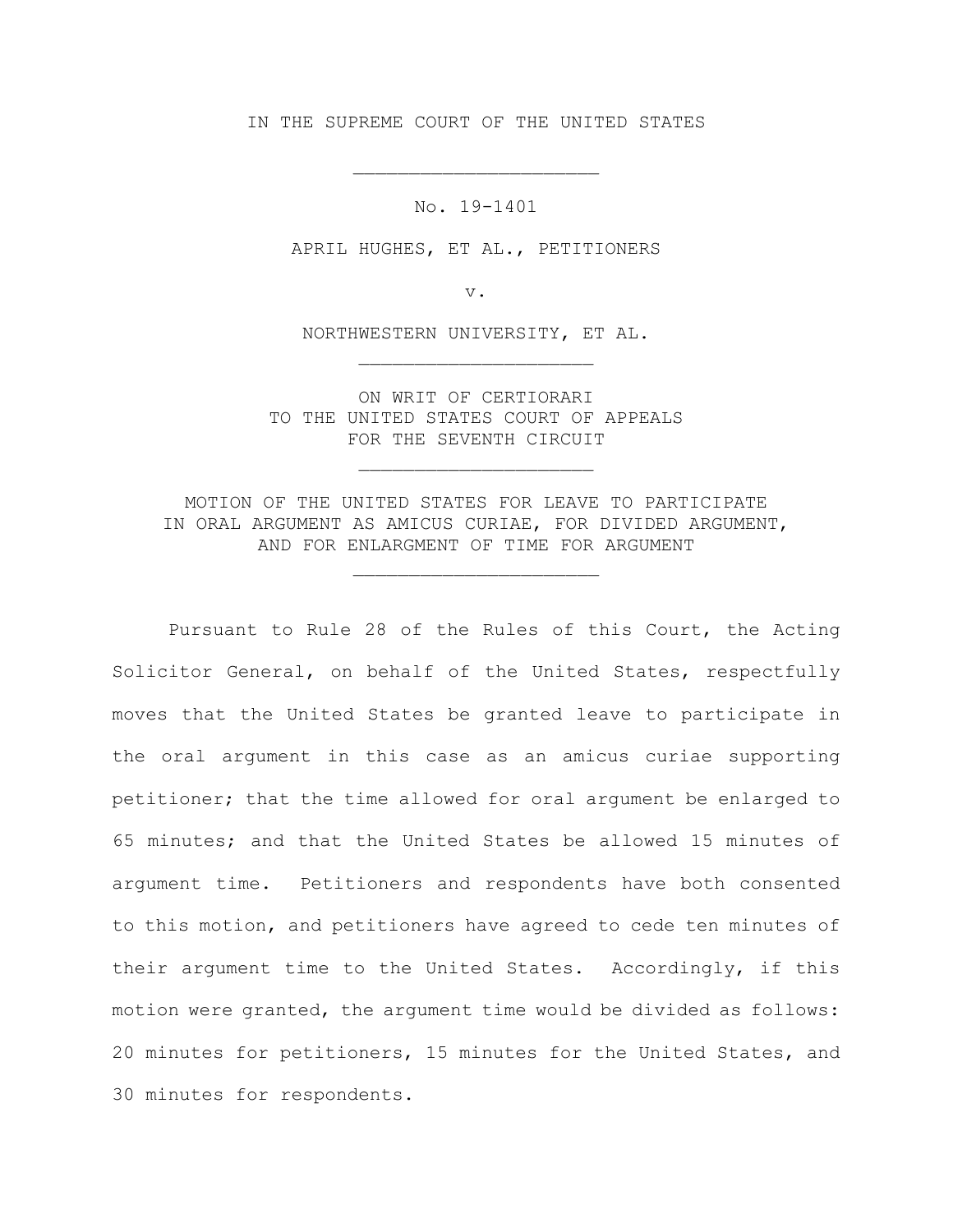IN THE SUPREME COURT OF THE UNITED STATES

---

No. 19-1401

APRIL HUGHES, ET AL., PETITIONERS

v.

NORTHWESTERN UNIVERSITY, ET AL.

---

ON WRIT OF CERTIORARI
TO THE UNITED STATES COURT OF APPEALS
FOR THE SEVENTH CIRCUIT

---

MOTION OF THE UNITED STATES FOR LEAVE TO PARTICIPATE
IN ORAL ARGUMENT AS AMICUS CURIAE, FOR DIVIDED ARGUMENT,
AND FOR ENLARGMENT OF TIME FOR ARGUMENT

---

Pursuant to Rule 28 of the Rules of this Court, the Acting Solicitor General, on behalf of the United States, respectfully moves that the United States be granted leave to participate in the oral argument in this case as an amicus curiae supporting petitioner; that the time allowed for oral argument be enlarged to 65 minutes; and that the United States be allowed 15 minutes of argument time. Petitioners and respondents have both consented to this motion, and petitioners have agreed to cede ten minutes of their argument time to the United States. Accordingly, if this motion were granted, the argument time would be divided as follows: 20 minutes for petitioners, 15 minutes for the United States, and 30 minutes for respondents.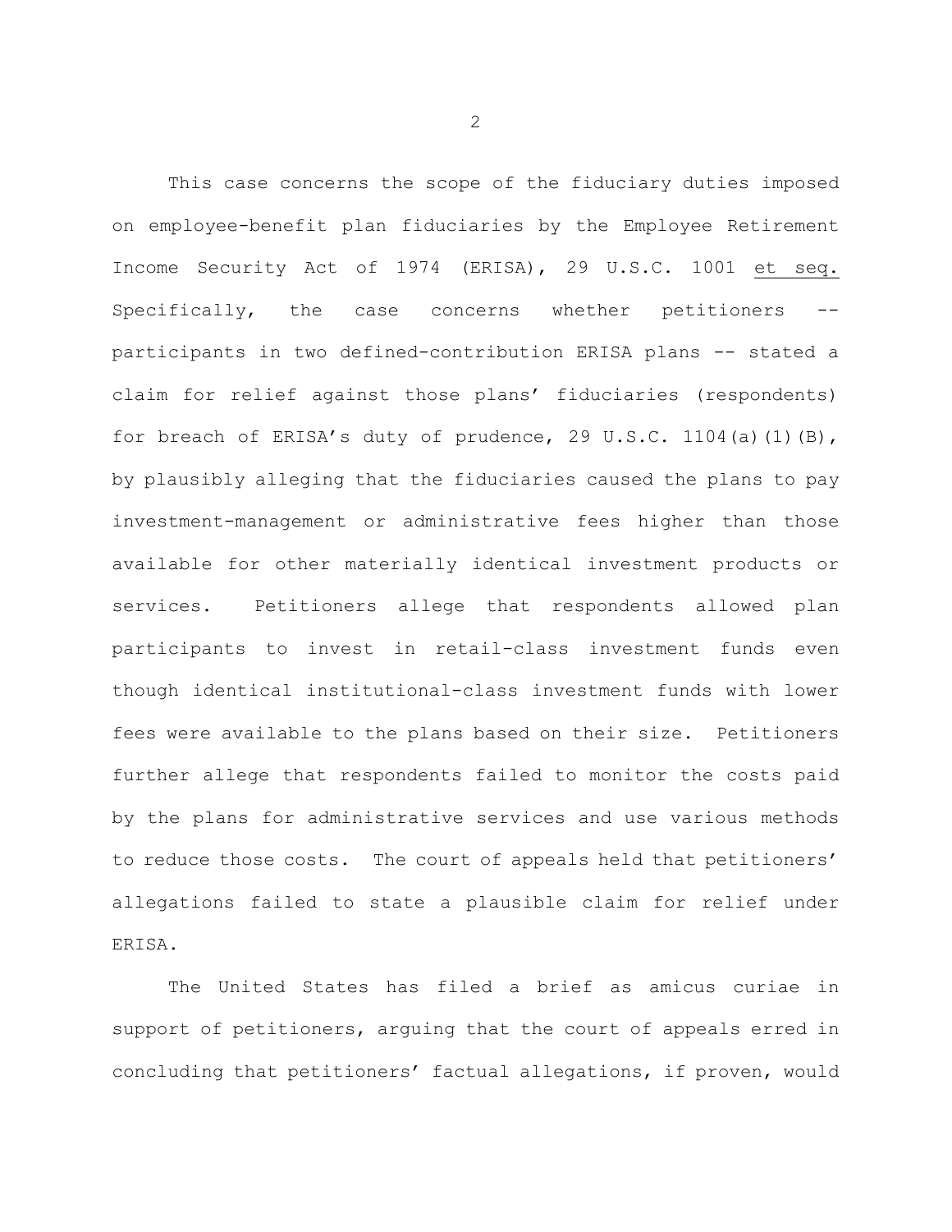This case concerns the scope of the fiduciary duties imposed on employee-benefit plan fiduciaries by the Employee Retirement Income Security Act of 1974 (ERISA), 29 U.S.C. 1001 et seq. Specifically, the case concerns whether petitioners -- participants in two defined-contribution ERISA plans -- stated a claim for relief against those plans' fiduciaries (respondents) for breach of ERISA's duty of prudence, 29 U.S.C. 1104(a)(1)(B), by plausibly alleging that the fiduciaries caused the plans to pay investment-management or administrative fees higher than those available for other materially identical investment products or services. Petitioners allege that respondents allowed plan participants to invest in retail-class investment funds even though identical institutional-class investment funds with lower fees were available to the plans based on their size. Petitioners further allege that respondents failed to monitor the costs paid by the plans for administrative services and use various methods to reduce those costs. The court of appeals held that petitioners' allegations failed to state a plausible claim for relief under ERISA.

The United States has filed a brief as amicus curiae in support of petitioners, arguing that the court of appeals erred in concluding that petitioners' factual allegations, if proven, would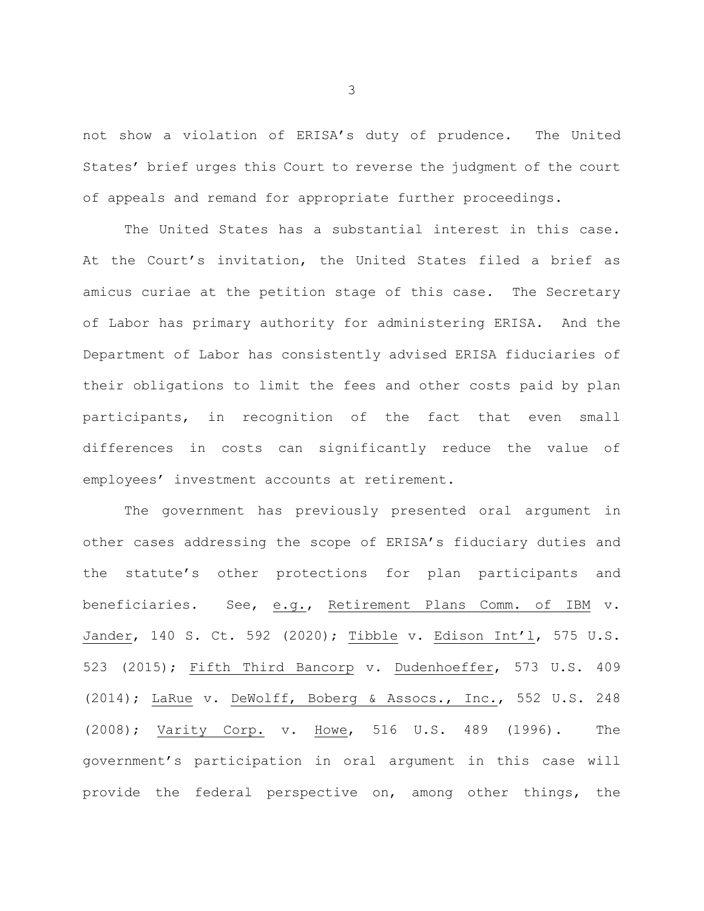not show a violation of ERISA's duty of prudence. The United States' brief urges this Court to reverse the judgment of the court of appeals and remand for appropriate further proceedings.

The United States has a substantial interest in this case. At the Court's invitation, the United States filed a brief as amicus curiae at the petition stage of this case. The Secretary of Labor has primary authority for administering ERISA. And the Department of Labor has consistently advised ERISA fiduciaries of their obligations to limit the fees and other costs paid by plan participants, in recognition of the fact that even small differences in costs can significantly reduce the value of employees' investment accounts at retirement.

The government has previously presented oral argument in other cases addressing the scope of ERISA's fiduciary duties and the statute's other protections for plan participants and beneficiaries. See, e.g., Retirement Plans Comm. of IBM v. Jander, 140 S. Ct. 592 (2020); Tibble v. Edison Int'l, 575 U.S. 523 (2015); Fifth Third Bancorp v. Dudenhoeffer, 573 U.S. 409 (2014); LaRue v. DeWolff, Boberg & Assocs., Inc., 552 U.S. 248 (2008); Varity Corp. v. Howe, 516 U.S. 489 (1996). The government's participation in oral argument in this case will provide the federal perspective on, among other things, the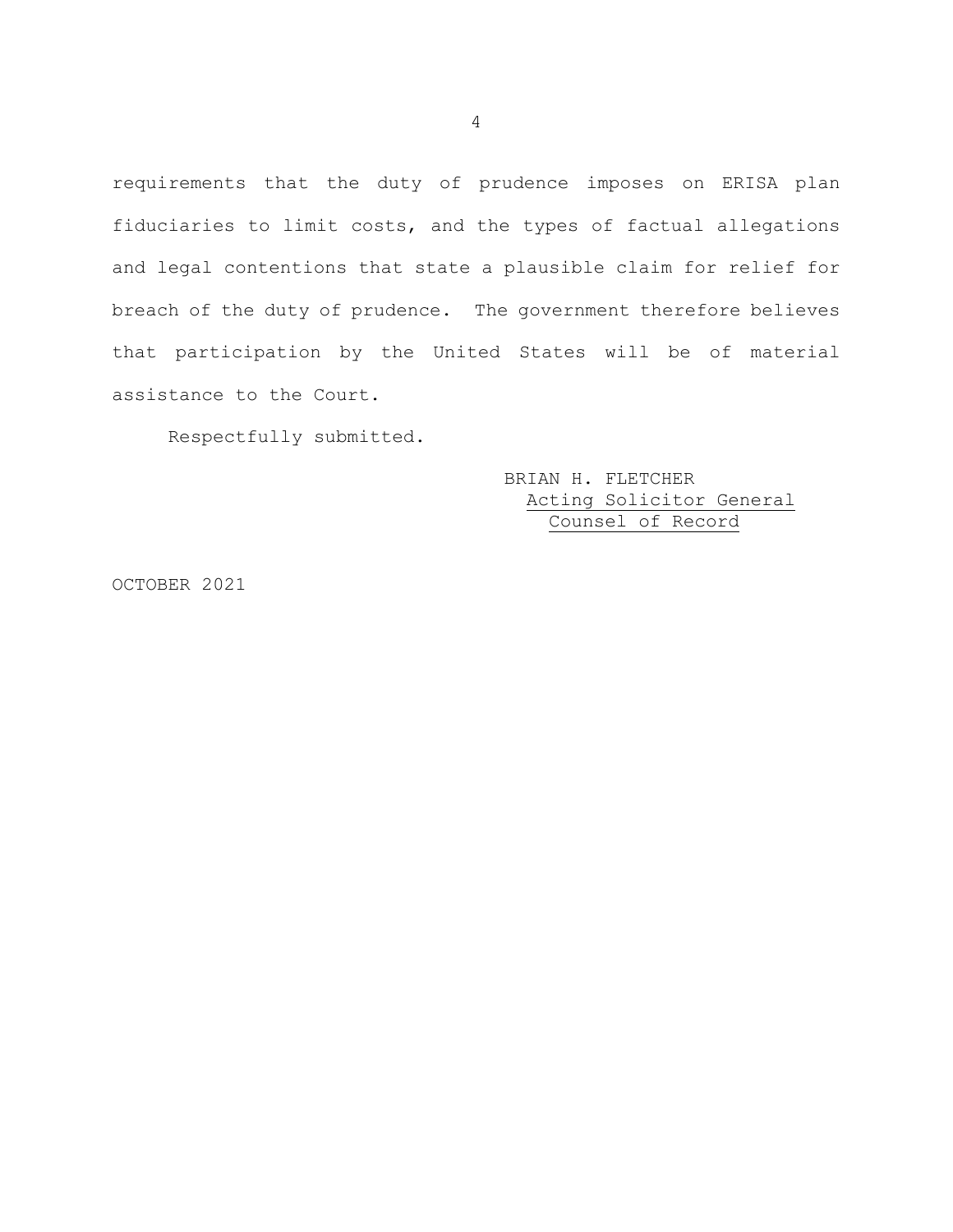requirements that the duty of prudence imposes on ERISA plan fiduciaries to limit costs, and the types of factual allegations and legal contentions that state a plausible claim for relief for breach of the duty of prudence. The government therefore believes that participation by the United States will be of material assistance to the Court.

Respectfully submitted.

BRIAN H. FLETCHER
Acting Solicitor General
Counsel of Record

OCTOBER 2021